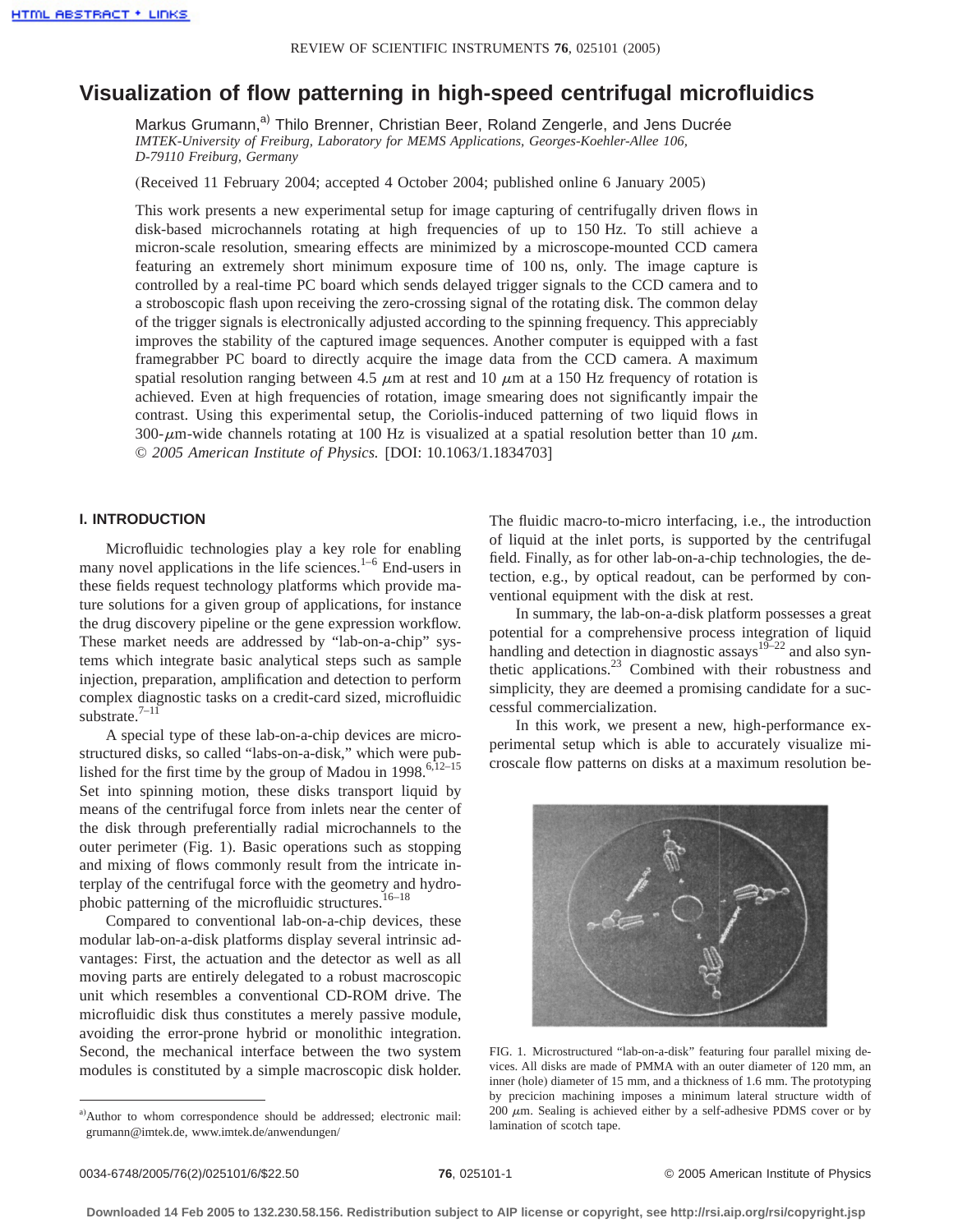# Visualization of flow patterning in high-speed centrifugal microfluidics

Markus Grumann,[a)] Thilo Brenner, Christian Beer, Roland Zengerle, and Jens Ducrée

*IMTEK-University of Freiburg, Laboratory for MEMS Applications, Georges-Koehler-Allee 106, D-79110 Freiburg, Germany*

(Received 11 February 2004; accepted 4 October 2004; published online 6 January 2005)

This work presents a new experimental setup for image capturing of centrifugally driven flows in disk-based microchannels rotating at high frequencies of up to 150 Hz. To still achieve a micron-scale resolution, smearing effects are minimized by a microscope-mounted CCD camera featuring an extremely short minimum exposure time of 100 ns, only. The image capture is controlled by a real-time PC board which sends delayed trigger signals to the CCD camera and to a stroboscopic flash upon receiving the zero-crossing signal of the rotating disk. The common delay of the trigger signals is electronically adjusted according to the spinning frequency. This appreciably improves the stability of the captured image sequences. Another computer is equipped with a fast framegrabber PC board to directly acquire the image data from the CCD camera. A maximum spatial resolution ranging between 4.5 $\mu$m at rest and 10 $\mu$m at a 150 Hz frequency of rotation is achieved. Even at high frequencies of rotation, image smearing does not significantly impair the contrast. Using this experimental setup, the Coriolis-induced patterning of two liquid flows in 300-$\mu$m-wide channels rotating at 100 Hz is visualized at a spatial resolution better than 10 $\mu$m. © *2005 American Institute of Physics.* [DOI: 10.1063/1.1834703]

## I. INTRODUCTION

Microfluidic technologies play a key role for enabling many novel applications in the life sciences.[1–6] End-users in these fields request technology platforms which provide mature solutions for a given group of applications, for instance the drug discovery pipeline or the gene expression workflow. These market needs are addressed by "lab-on-a-chip" systems which integrate basic analytical steps such as sample injection, preparation, amplification and detection to perform complex diagnostic tasks on a credit-card sized, microfluidic substrate.[7–11]

A special type of these lab-on-a-chip devices are microstructured disks, so called "labs-on-a-disk," which were published for the first time by the group of Madou in 1998.[6,12–15] Set into spinning motion, these disks transport liquid by means of the centrifugal force from inlets near the center of the disk through preferentially radial microchannels to the outer perimeter (Fig. 1). Basic operations such as stopping and mixing of flows commonly result from the intricate interplay of the centrifugal force with the geometry and hydrophobic patterning of the microfluidic structures.[16–18]

Compared to conventional lab-on-a-chip devices, these modular lab-on-a-disk platforms display several intrinsic advantages: First, the actuation and the detector as well as all moving parts are entirely delegated to a robust macroscopic unit which resembles a conventional CD-ROM drive. The microfluidic disk thus constitutes a merely passive module, avoiding the error-prone hybrid or monolithic integration. Second, the mechanical interface between the two system modules is constituted by a simple macroscopic disk holder. The fluidic macro-to-micro interfacing, i.e., the introduction of liquid at the inlet ports, is supported by the centrifugal field. Finally, as for other lab-on-a-chip technologies, the detection, e.g., by optical readout, can be performed by conventional equipment with the disk at rest.

In summary, the lab-on-a-disk platform possesses a great potential for a comprehensive process integration of liquid handling and detection in diagnostic assays[19–22] and also synthetic applications.[23] Combined with their robustness and simplicity, they are deemed a promising candidate for a successful commercialization.

In this work, we present a new, high-performance experimental setup which is able to accurately visualize microscale flow patterns on disks at a maximum resolution be-

FIG. 1. Microstructured "lab-on-a-disk" featuring four parallel mixing devices. All disks are made of PMMA with an outer diameter of 120 mm, an inner (hole) diameter of 15 mm, and a thickness of 1.6 mm. The prototyping by precicion machining imposes a minimum lateral structure width of 200 $\mu$m. Sealing is achieved either by a self-adhesive PDMS cover or by lamination of scotch tape.

[a)]Author to whom correspondence should be addressed; electronic mail: grumann@imtek.de, www.imtek.de/anwendungen/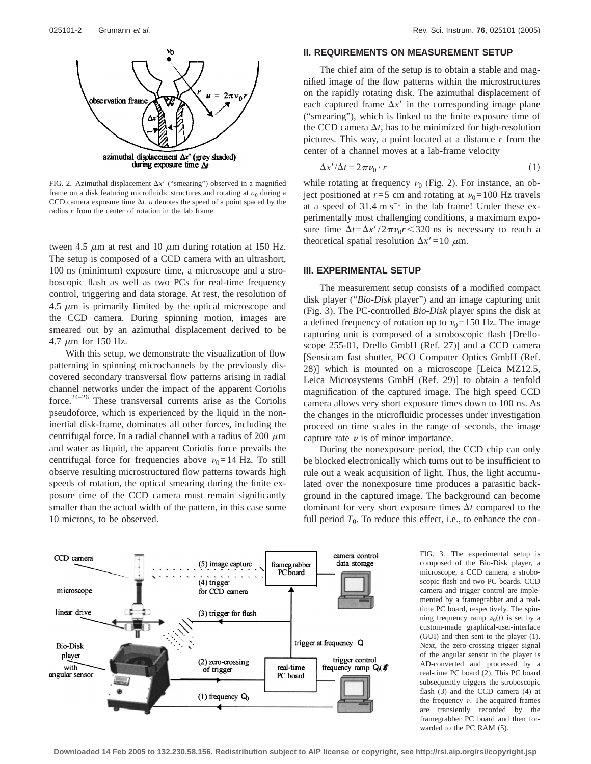FIG. 2. Azimuthal displacement $\Delta x'$ ("smearing") observed in a magnified frame on a disk featuring microfluidic structures and rotating at $v_0$ during a CCD camera exposure time $\Delta t$. $u$ denotes the speed of a point spaced by the radius $r$ from the center of rotation in the lab frame.

tween 4.5 $\mu$m at rest and 10 $\mu$m during rotation at 150 Hz. The setup is composed of a CCD camera with an ultrashort, 100 ns (minimum) exposure time, a microscope and a stroboscopic flash as well as two PCs for real-time frequency control, triggering and data storage. At rest, the resolution of 4.5 $\mu$m is primarily limited by the optical microscope and the CCD camera. During spinning motion, images are smeared out by an azimuthal displacement derived to be 4.7 $\mu$m for 150 Hz.

With this setup, we demonstrate the visualization of flow patterning in spinning microchannels by the previously discovered secondary transversal flow patterns arising in radial channel networks under the impact of the apparent Coriolis force.[24–26] These transversal currents arise as the Coriolis pseudoforce, which is experienced by the liquid in the noninertial disk-frame, dominates all other forces, including the centrifugal force. In a radial channel with a radius of 200 $\mu$m and water as liquid, the apparent Coriolis force prevails the centrifugal force for frequencies above $\nu_0 = 14$ Hz. To still observe resulting microstructured flow patterns towards high speeds of rotation, the optical smearing during the finite exposure time of the CCD camera must remain significantly smaller than the actual width of the pattern, in this case some 10 microns, to be observed.

## II. REQUIREMENTS ON MEASUREMENT SETUP

The chief aim of the setup is to obtain a stable and magnified image of the flow patterns within the microstructures on the rapidly rotating disk. The azimuthal displacement of each captured frame $\Delta x'$ in the corresponding image plane ("smearing"), which is linked to the finite exposure time of the CCD camera $\Delta t$, has to be minimized for high-resolution pictures. This way, a point located at a distance $r$ from the center of a channel moves at a lab-frame velocity

$$\Delta x'/\Delta t = 2\pi\nu_0 \cdot r \tag{1}$$

while rotating at frequency $\nu_0$ (Fig. 2). For instance, an object positioned at $r = 5$ cm and rotating at $\nu_0 = 100$ Hz travels at a speed of 31.4 m s$^{-1}$ in the lab frame! Under these experimentally most challenging conditions, a maximum exposure time $\Delta t = \Delta x' / 2\pi\nu_0 r < 320$ ns is necessary to reach a theoretical spatial resolution $\Delta x' = 10$ $\mu$m.

## III. EXPERIMENTAL SETUP

The measurement setup consists of a modified compact disk player ("*Bio-Disk* player") and an image capturing unit (Fig. 3). The PC-controlled *Bio-Disk* player spins the disk at a defined frequency of rotation up to $\nu_0 = 150$ Hz. The image capturing unit is composed of a stroboscopic flash [Drelloscope 255-01, Drello GmbH (Ref. 27)] and a CCD camera [Sensicam fast shutter, PCO Computer Optics GmbH (Ref. 28)] which is mounted on a microscope [Leica MZ12.5, Leica Microsystems GmbH (Ref. 29)] to obtain a tenfold magnification of the captured image. The high speed CCD camera allows very short exposure times down to 100 ns. As the changes in the microfluidic processes under investigation proceed on time scales in the range of seconds, the image capture rate $\nu$ is of minor importance.

During the nonexposure period, the CCD chip can only be blocked electronically which turns out to be insufficient to rule out a weak acquisition of light. Thus, the light accumulated over the nonexposure time produces a parasitic background in the captured image. The background can become dominant for very short exposure times $\Delta t$ compared to the full period $T_0$. To reduce this effect, i.e., to enhance the con-

FIG. 3. The experimental setup is composed of the Bio-Disk player, a microscope, a CCD camera, a stroboscopic flash and two PC boards. CCD camera and trigger control are implemented by a framegrabber and a real-time PC board, respectively. The spinning frequency ramp $\nu_0(t)$ is set by a custom-made graphical-user-interface (GUI) and then sent to the player (1). Next, the zero-crossing trigger signal of the angular sensor in the player is AD-converted and processed by a real-time PC board (2). This PC board subsequently triggers the stroboscopic flash (3) and the CCD camera (4) at the frequency $\nu$. The acquired frames are transiently recorded by the framegrabber PC board and then forwarded to the PC RAM (5).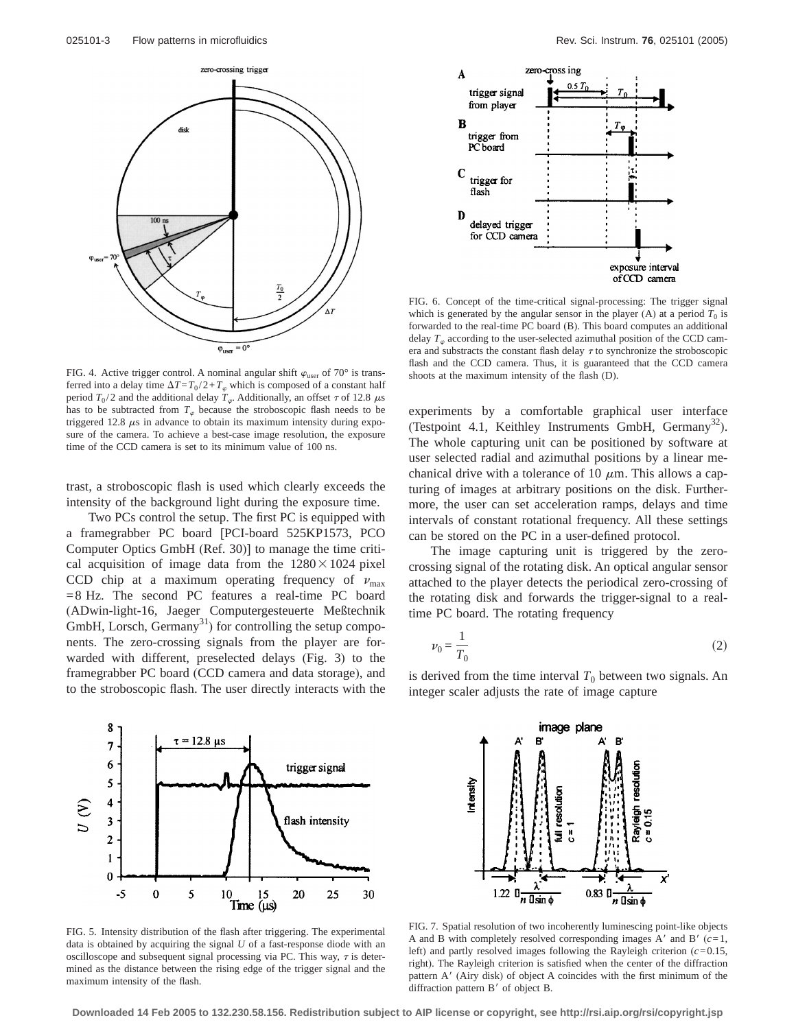FIG. 4. Active trigger control. A nominal angular shift $\varphi_{user}$ of 70° is transferred into a delay time $\Delta T = T_0/2 + T_\varphi$ which is composed of a constant half period $T_0/2$ and the additional delay $T_\varphi$. Additionally, an offset $\tau$ of 12.8 $\mu$s has to be subtracted from $T_\varphi$ because the stroboscopic flash needs to be triggered 12.8 $\mu$s in advance to obtain its maximum intensity during exposure of the camera. To achieve a best-case image resolution, the exposure time of the CCD camera is set to its minimum value of 100 ns.

FIG. 6. Concept of the time-critical signal-processing: The trigger signal which is generated by the angular sensor in the player (A) at a period $T_0$ is forwarded to the real-time PC board (B). This board computes an additional delay $T_\varphi$ according to the user-selected azimuthal position of the CCD camera and substracts the constant flash delay $\tau$ to synchronize the stroboscopic flash and the CCD camera. Thus, it is guaranteed that the CCD camera shoots at the maximum intensity of the flash (D).

trast, a stroboscopic flash is used which clearly exceeds the intensity of the background light during the exposure time.

Two PCs control the setup. The first PC is equipped with a framegrabber PC board [PCI-board 525KP1573, PCO Computer Optics GmbH (Ref. 30)] to manage the time critical acquisition of image data from the $1280 \times 1024$ pixel CCD chip at a maximum operating frequency of $\nu_{max} = 8$ Hz. The second PC features a real-time PC board (ADwin-light-16, Jaeger Computergesteuerte Meßtechnik GmbH, Lorsch, Germany[31]) for controlling the setup components. The zero-crossing signals from the player are forwarded with different, preselected delays (Fig. 3) to the framegrabber PC board (CCD camera and data storage), and to the stroboscopic flash. The user directly interacts with the experiments by a comfortable graphical user interface (Testpoint 4.1, Keithley Instruments GmbH, Germany[32]). The whole capturing unit can be positioned by software at user selected radial and azimuthal positions by a linear mechanical drive with a tolerance of 10 $\mu$m. This allows a capturing of images at arbitrary positions on the disk. Furthermore, the user can set acceleration ramps, delays and time intervals of constant rotational frequency. All these settings can be stored on the PC in a user-defined protocol.

The image capturing unit is triggered by the zero-crossing signal of the rotating disk. An optical angular sensor attached to the player detects the periodical zero-crossing of the rotating disk and forwards the trigger-signal to a real-time PC board. The rotating frequency

$$\nu_0 = \frac{1}{T_0} \tag{2}$$

is derived from the time interval $T_0$ between two signals. An integer scaler adjusts the rate of image capture

FIG. 5. Intensity distribution of the flash after triggering. The experimental data is obtained by acquiring the signal $U$ of a fast-response diode with an oscilloscope and subsequent signal processing via PC. This way, $\tau$ is determined as the distance between the rising edge of the trigger signal and the maximum intensity of the flash.

FIG. 7. Spatial resolution of two incoherently luminescing point-like objects A and B with completely resolved corresponding images A′ and B′ ($c=1$, left) and partly resolved images following the Rayleigh criterion ($c=0.15$, right). The Rayleigh criterion is satisfied when the center of the diffraction pattern A′ (Airy disk) of object A coincides with the first minimum of the diffraction pattern B′ of object B.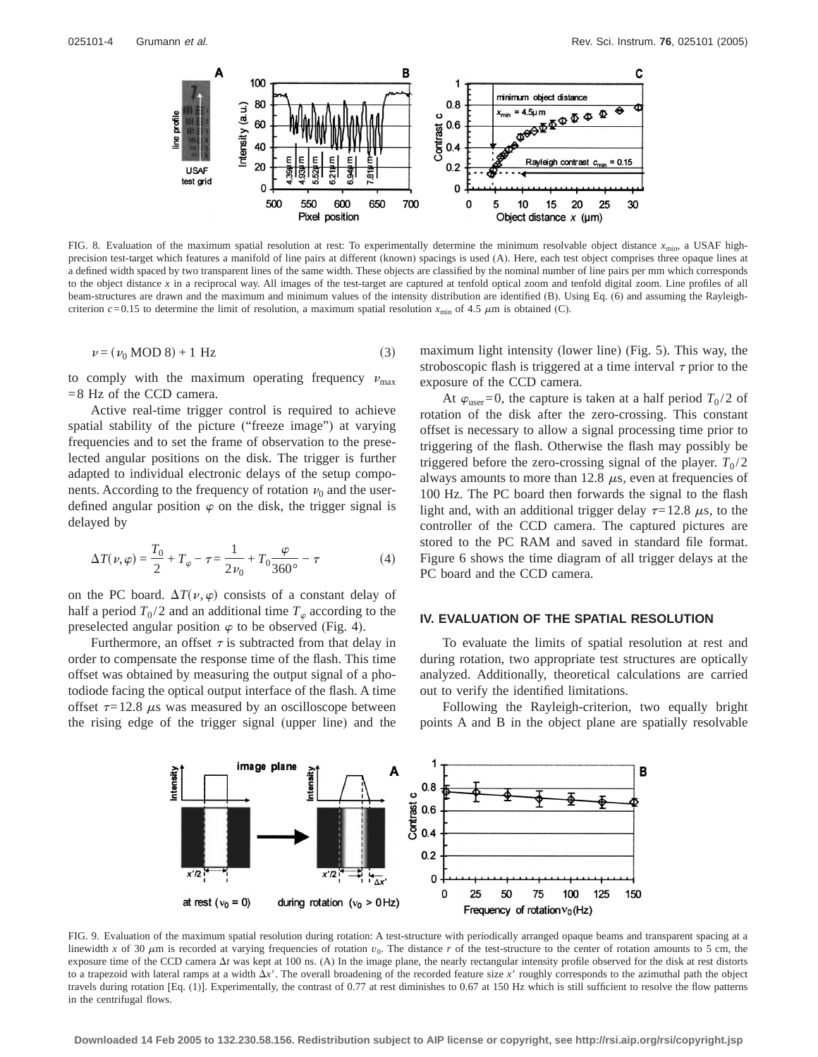FIG. 8. Evaluation of the maximum spatial resolution at rest: To experimentally determine the minimum resolvable object distance $x_{min}$, a USAF high-precision test-target which features a manifold of line pairs at different (known) spacings is used (A). Here, each test object comprises three opaque lines at a defined width spaced by two transparent lines of the same width. These objects are classified by the nominal number of line pairs per mm which corresponds to the object distance $x$ in a reciprocal way. All images of the test-target are captured at tenfold optical zoom and tenfold digital zoom. Line profiles of all beam-structures are drawn and the maximum and minimum values of the intensity distribution are identified (B). Using Eq. (6) and assuming the Rayleigh-criterion $c=0.15$ to determine the limit of resolution, a maximum spatial resolution $x_{min}$ of 4.5 $\mu$m is obtained (C).

$$\nu = (\nu_0 \text{ MOD } 8) + 1 \text{ Hz} \tag{3}$$

to comply with the maximum operating frequency $\nu_{max} = 8$ Hz of the CCD camera.

Active real-time trigger control is required to achieve spatial stability of the picture ("freeze image") at varying frequencies and to set the frame of observation to the preselected angular positions on the disk. The trigger is further adapted to individual electronic delays of the setup components. According to the frequency of rotation $\nu_0$ and the user-defined angular position $\varphi$ on the disk, the trigger signal is delayed by

$$\Delta T(\nu,\varphi) = \frac{T_0}{2} + T_\varphi - \tau = \frac{1}{2\nu_0} + T_0\frac{\varphi}{360°} - \tau \tag{4}$$

on the PC board. $\Delta T(\nu,\varphi)$ consists of a constant delay of half a period $T_0/2$ and an additional time $T_\varphi$ according to the preselected angular position $\varphi$ to be observed (Fig. 4).

Furthermore, an offset $\tau$ is subtracted from that delay in order to compensate the response time of the flash. This time offset was obtained by measuring the output signal of a photodiode facing the optical output interface of the flash. A time offset $\tau=12.8$ $\mu$s was measured by an oscilloscope between the rising edge of the trigger signal (upper line) and the maximum light intensity (lower line) (Fig. 5). This way, the stroboscopic flash is triggered at a time interval $\tau$ prior to the exposure of the CCD camera.

At $\varphi_{user}=0$, the capture is taken at a half period $T_0/2$ of rotation of the disk after the zero-crossing. This constant offset is necessary to allow a signal processing time prior to triggering of the flash. Otherwise the flash may possibly be triggered before the zero-crossing signal of the player. $T_0/2$ always amounts to more than 12.8 $\mu$s, even at frequencies of 100 Hz. The PC board then forwards the signal to the flash light and, with an additional trigger delay $\tau=12.8$ $\mu$s, to the controller of the CCD camera. The captured pictures are stored to the PC RAM and saved in standard file format. Figure 6 shows the time diagram of all trigger delays at the PC board and the CCD camera.

## IV. EVALUATION OF THE SPATIAL RESOLUTION

To evaluate the limits of spatial resolution at rest and during rotation, two appropriate test structures are optically analyzed. Additionally, theoretical calculations are carried out to verify the identified limitations.

Following the Rayleigh-criterion, two equally bright points A and B in the object plane are spatially resolvable

FIG. 9. Evaluation of the maximum spatial resolution during rotation: A test-structure with periodically arranged opaque beams and transparent spacing at a linewidth $x$ of 30 $\mu$m is recorded at varying frequencies of rotation $\upsilon_0$. The distance $r$ of the test-structure to the center of rotation amounts to 5 cm, the exposure time of the CCD camera $\Delta t$ was kept at 100 ns. (A) In the image plane, the nearly rectangular intensity profile observed for the disk at rest distorts to a trapezoid with lateral ramps at a width $\Delta x'$. The overall broadening of the recorded feature size $x'$ roughly corresponds to the azimuthal path the object travels during rotation [Eq. (1)]. Experimentally, the contrast of 0.77 at rest diminishes to 0.67 at 150 Hz which is still sufficient to resolve the flow patterns in the centrifugal flows.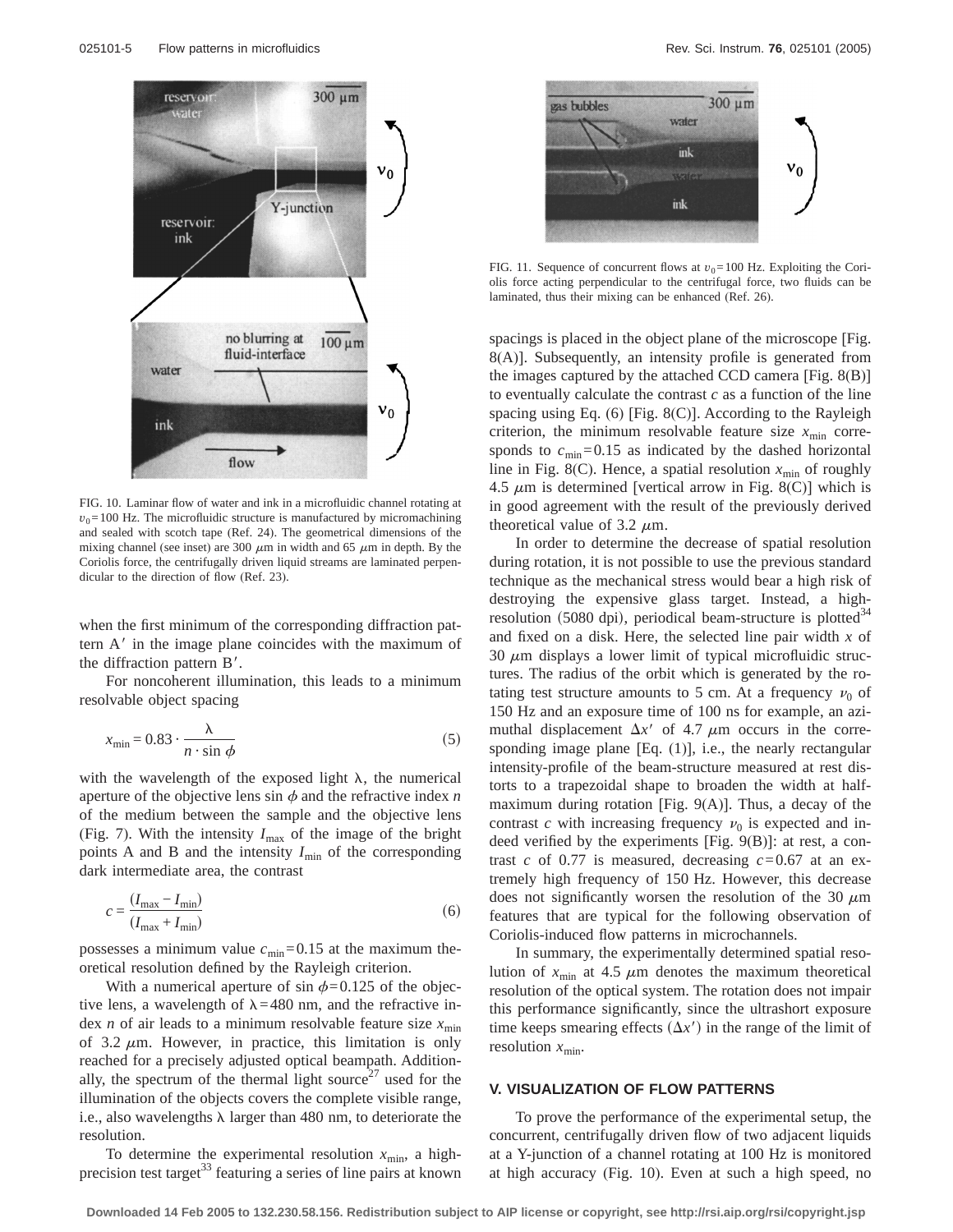FIG. 10. Laminar flow of water and ink in a microfluidic channel rotating at $\upsilon_0 = 100$ Hz. The microfluidic structure is manufactured by micromachining and sealed with scotch tape (Ref. 24). The geometrical dimensions of the mixing channel (see inset) are 300 $\mu$m in width and 65 $\mu$m in depth. By the Coriolis force, the centrifugally driven liquid streams are laminated perpendicular to the direction of flow (Ref. 23).

when the first minimum of the corresponding diffraction pattern A′ in the image plane coincides with the maximum of the diffraction pattern B′.

For noncoherent illumination, this leads to a minimum resolvable object spacing

$$x_{\min} = 0.83 \cdot \frac{\lambda}{n \cdot \sin \phi} \tag{5}$$

with the wavelength of the exposed light $\lambda$, the numerical aperture of the objective lens $\sin \phi$ and the refractive index $n$ of the medium between the sample and the objective lens (Fig. 7). With the intensity $I_{\max}$ of the image of the bright points A and B and the intensity $I_{\min}$ of the corresponding dark intermediate area, the contrast

$$c = \frac{(I_{\max} - I_{\min})}{(I_{\max} + I_{\min})} \tag{6}$$

possesses a minimum value $c_{\min} = 0.15$ at the maximum theoretical resolution defined by the Rayleigh criterion.

With a numerical aperture of $\sin \phi = 0.125$ of the objective lens, a wavelength of $\lambda = 480$ nm, and the refractive index $n$ of air leads to a minimum resolvable feature size $x_{\min}$ of 3.2 $\mu$m. However, in practice, this limitation is only reached for a precisely adjusted optical beampath. Additionally, the spectrum of the thermal light source[27] used for the illumination of the objects covers the complete visible range, i.e., also wavelengths $\lambda$ larger than 480 nm, to deteriorate the resolution.

To determine the experimental resolution $x_{\min}$, a high-precision test target[33] featuring a series of line pairs at known spacings is placed in the object plane of the microscope [Fig. 8(A)]. Subsequently, an intensity profile is generated from the images captured by the attached CCD camera [Fig. 8(B)] to eventually calculate the contrast $c$ as a function of the line spacing using Eq. (6) [Fig. 8(C)]. According to the Rayleigh criterion, the minimum resolvable feature size $x_{\min}$ corresponds to $c_{\min} = 0.15$ as indicated by the dashed horizontal line in Fig. 8(C). Hence, a spatial resolution $x_{\min}$ of roughly 4.5 $\mu$m is determined [vertical arrow in Fig. 8(C)] which is in good agreement with the result of the previously derived theoretical value of 3.2 $\mu$m.

FIG. 11. Sequence of concurrent flows at $\upsilon_0 = 100$ Hz. Exploiting the Coriolis force acting perpendicular to the centrifugal force, two fluids can be laminated, thus their mixing can be enhanced (Ref. 26).

In order to determine the decrease of spatial resolution during rotation, it is not possible to use the previous standard technique as the mechanical stress would bear a high risk of destroying the expensive glass target. Instead, a high-resolution (5080 dpi), periodical beam-structure is plotted[34] and fixed on a disk. Here, the selected line pair width $x$ of 30 $\mu$m displays a lower limit of typical microfluidic structures. The radius of the orbit which is generated by the rotating test structure amounts to 5 cm. At a frequency $\nu_0$ of 150 Hz and an exposure time of 100 ns for example, an azimuthal displacement $\Delta x'$ of 4.7 $\mu$m occurs in the corresponding image plane [Eq. (1)], i.e., the nearly rectangular intensity-profile of the beam-structure measured at rest distorts to a trapezoidal shape to broaden the width at half-maximum during rotation [Fig. 9(A)]. Thus, a decay of the contrast $c$ with increasing frequency $\nu_0$ is expected and indeed verified by the experiments [Fig. 9(B)]: at rest, a contrast $c$ of 0.77 is measured, decreasing $c = 0.67$ at an extremely high frequency of 150 Hz. However, this decrease does not significantly worsen the resolution of the 30 $\mu$m features that are typical for the following observation of Coriolis-induced flow patterns in microchannels.

In summary, the experimentally determined spatial resolution of $x_{\min}$ at 4.5 $\mu$m denotes the maximum theoretical resolution of the optical system. The rotation does not impair this performance significantly, since the ultrashort exposure time keeps smearing effects ($\Delta x'$) in the range of the limit of resolution $x_{\min}$.

## V. VISUALIZATION OF FLOW PATTERNS

To prove the performance of the experimental setup, the concurrent, centrifugally driven flow of two adjacent liquids at a Y-junction of a channel rotating at 100 Hz is monitored at high accuracy (Fig. 10). Even at such a high speed, no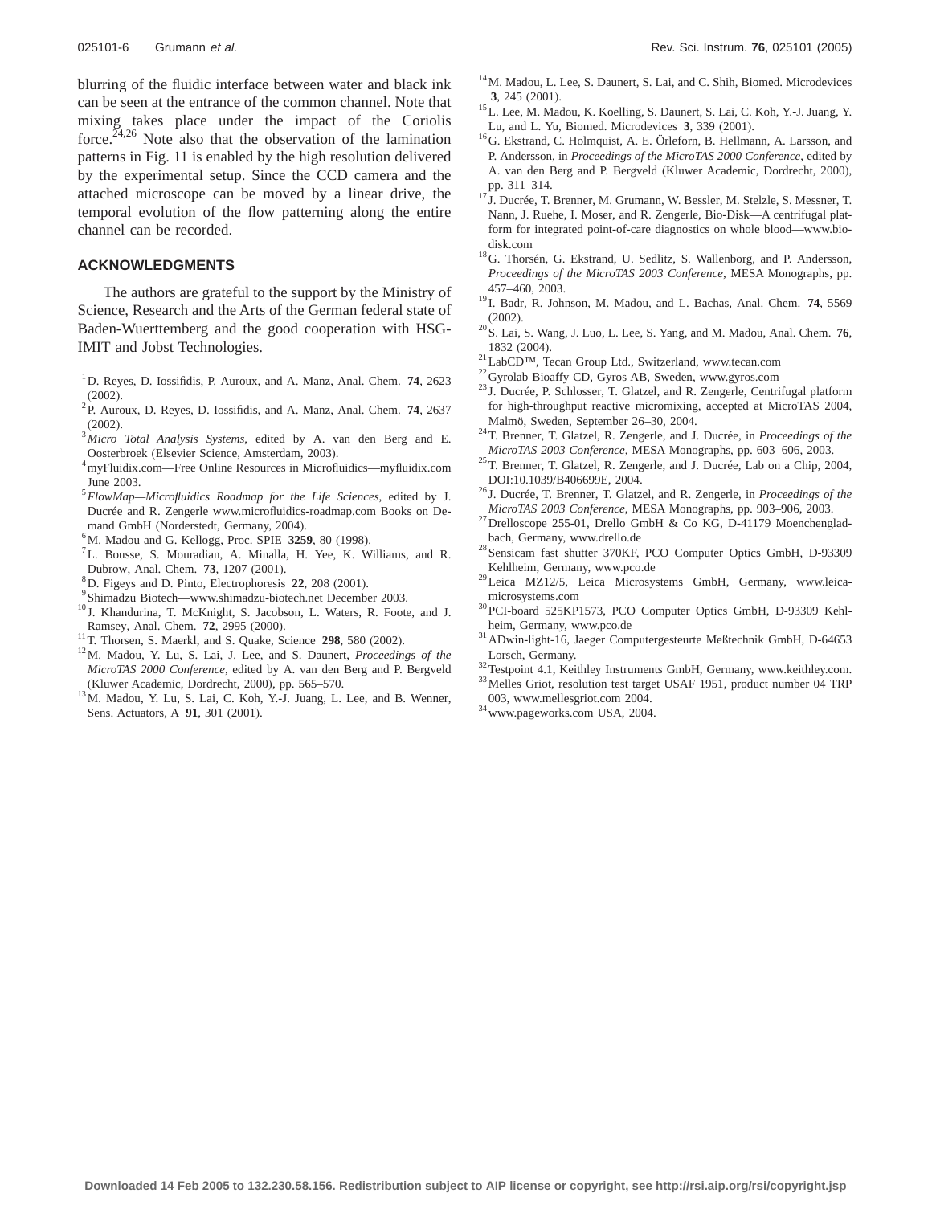blurring of the fluidic interface between water and black ink can be seen at the entrance of the common channel. Note that mixing takes place under the impact of the Coriolis force.[24,26] Note also that the observation of the lamination patterns in Fig. 11 is enabled by the high resolution delivered by the experimental setup. Since the CCD camera and the attached microscope can be moved by a linear drive, the temporal evolution of the flow patterning along the entire channel can be recorded.

## ACKNOWLEDGMENTS

The authors are grateful to the support by the Ministry of Science, Research and the Arts of the German federal state of Baden-Wuerttemberg and the good cooperation with HSG-IMIT and Jobst Technologies.

[1] D. Reyes, D. Iossifidis, P. Auroux, and A. Manz, Anal. Chem. **74**, 2623 (2002).
[2] P. Auroux, D. Reyes, D. Iossifidis, and A. Manz, Anal. Chem. **74**, 2637 (2002).
[3] *Micro Total Analysis Systems*, edited by A. van den Berg and E. Oosterbroek (Elsevier Science, Amsterdam, 2003).
[4] myFluidix.com—Free Online Resources in Microfluidics—myfluidix.com June 2003.
[5] *FlowMap—Microfluidics Roadmap for the Life Sciences*, edited by J. Ducrée and R. Zengerle www.microfluidics-roadmap.com Books on Demand GmbH (Norderstedt, Germany, 2004).
[6] M. Madou and G. Kellogg, Proc. SPIE **3259**, 80 (1998).
[7] L. Bousse, S. Mouradian, A. Minalla, H. Yee, K. Williams, and R. Dubrow, Anal. Chem. **73**, 1207 (2001).
[8] D. Figeys and D. Pinto, Electrophoresis **22**, 208 (2001).
[9] Shimadzu Biotech—www.shimadzu-biotech.net December 2003.
[10] J. Khandurina, T. McKnight, S. Jacobson, L. Waters, R. Foote, and J. Ramsey, Anal. Chem. **72**, 2995 (2000).
[11] T. Thorsen, S. Maerkl, and S. Quake, Science **298**, 580 (2002).
[12] M. Madou, Y. Lu, S. Lai, J. Lee, and S. Daunert, *Proceedings of the MicroTAS 2000 Conference*, edited by A. van den Berg and P. Bergveld (Kluwer Academic, Dordrecht, 2000), pp. 565–570.
[13] M. Madou, Y. Lu, S. Lai, C. Koh, Y.-J. Juang, L. Lee, and B. Wenner, Sens. Actuators, A **91**, 301 (2001).
[14] M. Madou, L. Lee, S. Daunert, S. Lai, and C. Shih, Biomed. Microdevices **3**, 245 (2001).
[15] L. Lee, M. Madou, K. Koelling, S. Daunert, S. Lai, C. Koh, Y.-J. Juang, Y. Lu, and L. Yu, Biomed. Microdevices **3**, 339 (2001).
[16] G. Ekstrand, C. Holmquist, A. E. Örleforn, B. Hellmann, A. Larsson, and P. Andersson, in *Proceedings of the MicroTAS 2000 Conference*, edited by A. van den Berg and P. Bergveld (Kluwer Academic, Dordrecht, 2000), pp. 311–314.
[17] J. Ducrée, T. Brenner, M. Grumann, W. Bessler, M. Stelzle, S. Messner, T. Nann, J. Ruehe, I. Moser, and R. Zengerle, Bio-Disk—A centrifugal platform for integrated point-of-care diagnostics on whole blood—www.bio-disk.com
[18] G. Thorsén, G. Ekstrand, U. Sedlitz, S. Wallenborg, and P. Andersson, *Proceedings of the MicroTAS 2003 Conference*, MESA Monographs, pp. 457–460, 2003.
[19] I. Badr, R. Johnson, M. Madou, and L. Bachas, Anal. Chem. **74**, 5569 (2002).
[20] S. Lai, S. Wang, J. Luo, L. Lee, S. Yang, and M. Madou, Anal. Chem. **76**, 1832 (2004).
[21] LabCD™, Tecan Group Ltd., Switzerland, www.tecan.com
[22] Gyrolab Bioaffy CD, Gyros AB, Sweden, www.gyros.com
[23] J. Ducrée, P. Schlosser, T. Glatzel, and R. Zengerle, Centrifugal platform for high-throughput reactive micromixing, accepted at MicroTAS 2004, Malmö, Sweden, September 26–30, 2004.
[24] T. Brenner, T. Glatzel, R. Zengerle, and J. Ducrée, in *Proceedings of the MicroTAS 2003 Conference*, MESA Monographs, pp. 603–606, 2003.
[25] T. Brenner, T. Glatzel, R. Zengerle, and J. Ducrée, Lab on a Chip, 2004, DOI:10.1039/B406699E, 2004.
[26] J. Ducrée, T. Brenner, T. Glatzel, and R. Zengerle, in *Proceedings of the MicroTAS 2003 Conference*, MESA Monographs, pp. 903–906, 2003.
[27] Drelloscope 255-01, Drello GmbH & Co KG, D-41179 Moenchengladbach, Germany, www.drello.de
[28] Sensicam fast shutter 370KF, PCO Computer Optics GmbH, D-93309 Kehlheim, Germany, www.pco.de
[29] Leica MZ12/5, Leica Microsystems GmbH, Germany, www.leica-microsystems.com
[30] PCI-board 525KP1573, PCO Computer Optics GmbH, D-93309 Kehlheim, Germany, www.pco.de
[31] ADwin-light-16, Jaeger Computergesteurte Meßtechnik GmbH, D-64653 Lorsch, Germany.
[32] Testpoint 4.1, Keithley Instruments GmbH, Germany, www.keithley.com.
[33] Melles Griot, resolution test target USAF 1951, product number 04 TRP 003, www.mellesgriot.com 2004.
[34] www.pageworks.com USA, 2004.